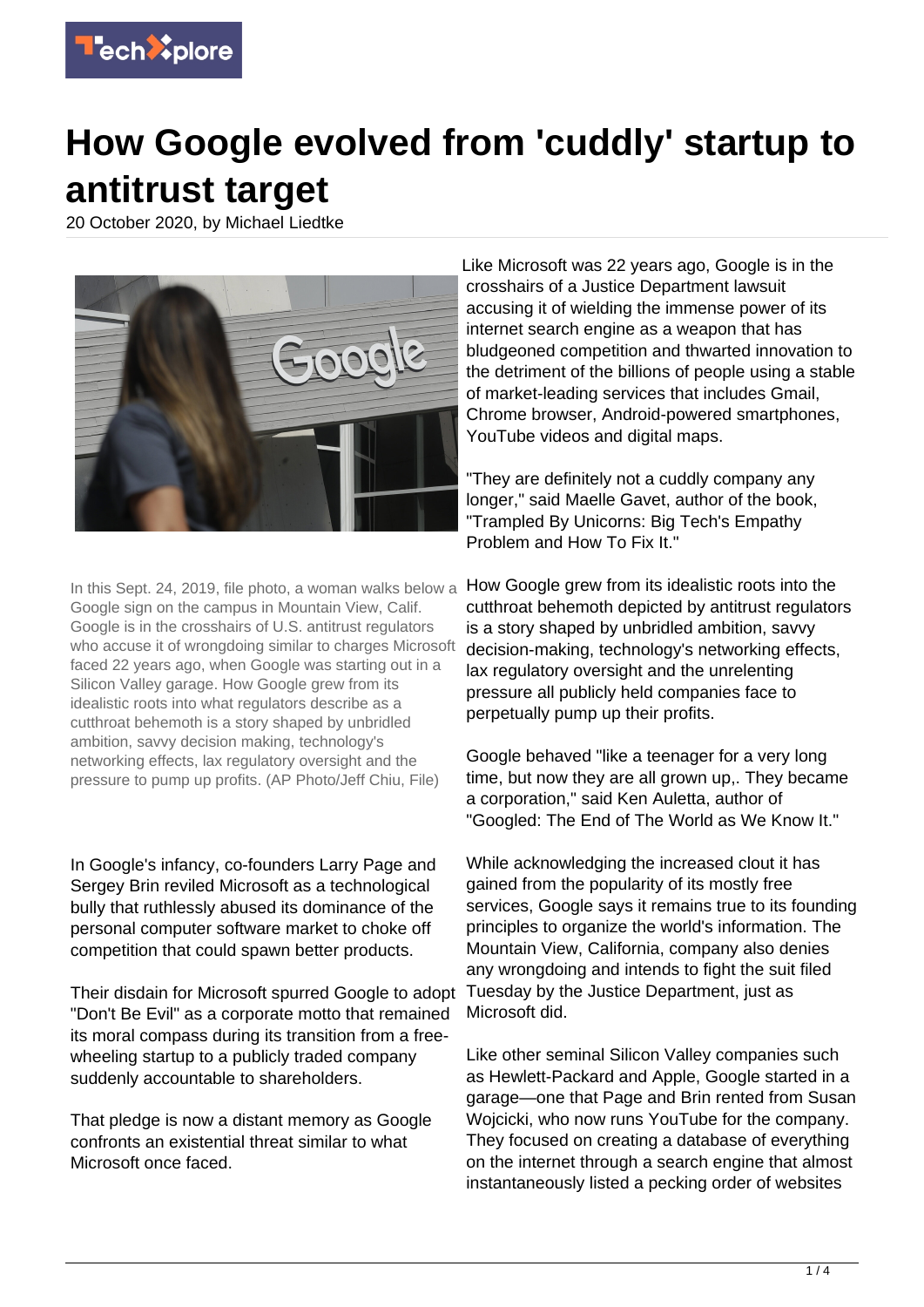# How Google evolved from 'cuddly' startup to antitrust target

20 October 2020, by Michael Liedtke

In this Sept. 24, 2019, file photo, a woman walks below a Google sign on the campus in Mountain View, Calif. Google is in the crosshairs of U.S. antitrust regulators who accuse it of wrongdoing similar to charges Microsoft faced 22 years ago, when Google was starting out in a Silicon Valley garage. How Google grew from its idealistic roots into what regulators describe as a cutthroat behemoth is a story shaped by unbridled ambition, savvy decision making, technology's networking effects, lax regulatory oversight and the pressure to pump up profits. (AP Photo/Jeff Chiu, File)

In Google's infancy, co-founders Larry Page and Sergey Brin reviled Microsoft as a technological bully that ruthlessly abused its dominance of the personal computer software market to choke off competition that could spawn better products.

Their disdain for Microsoft spurred Google to adopt "Don't Be Evil" as a corporate motto that remained its moral compass during its transition from a free-wheeling startup to a publicly traded company suddenly accountable to shareholders.

That pledge is now a distant memory as Google confronts an existential threat similar to what Microsoft once faced.

Like Microsoft was 22 years ago, Google is in the crosshairs of a Justice Department lawsuit accusing it of wielding the immense power of its internet search engine as a weapon that has bludgeoned competition and thwarted innovation to the detriment of the billions of people using a stable of market-leading services that includes Gmail, Chrome browser, Android-powered smartphones, YouTube videos and digital maps.

"They are definitely not a cuddly company any longer," said Maelle Gavet, author of the book, "Trampled By Unicorns: Big Tech's Empathy Problem and How To Fix It."

How Google grew from its idealistic roots into the cutthroat behemoth depicted by antitrust regulators is a story shaped by unbridled ambition, savvy decision-making, technology's networking effects, lax regulatory oversight and the unrelenting pressure all publicly held companies face to perpetually pump up their profits.

Google behaved "like a teenager for a very long time, but now they are all grown up,. They became a corporation," said Ken Auletta, author of "Googled: The End of The World as We Know It."

While acknowledging the increased clout it has gained from the popularity of its mostly free services, Google says it remains true to its founding principles to organize the world's information. The Mountain View, California, company also denies any wrongdoing and intends to fight the suit filed Tuesday by the Justice Department, just as Microsoft did.

Like other seminal Silicon Valley companies such as Hewlett-Packard and Apple, Google started in a garage—one that Page and Brin rented from Susan Wojcicki, who now runs YouTube for the company. They focused on creating a database of everything on the internet through a search engine that almost instantaneously listed a pecking order of websites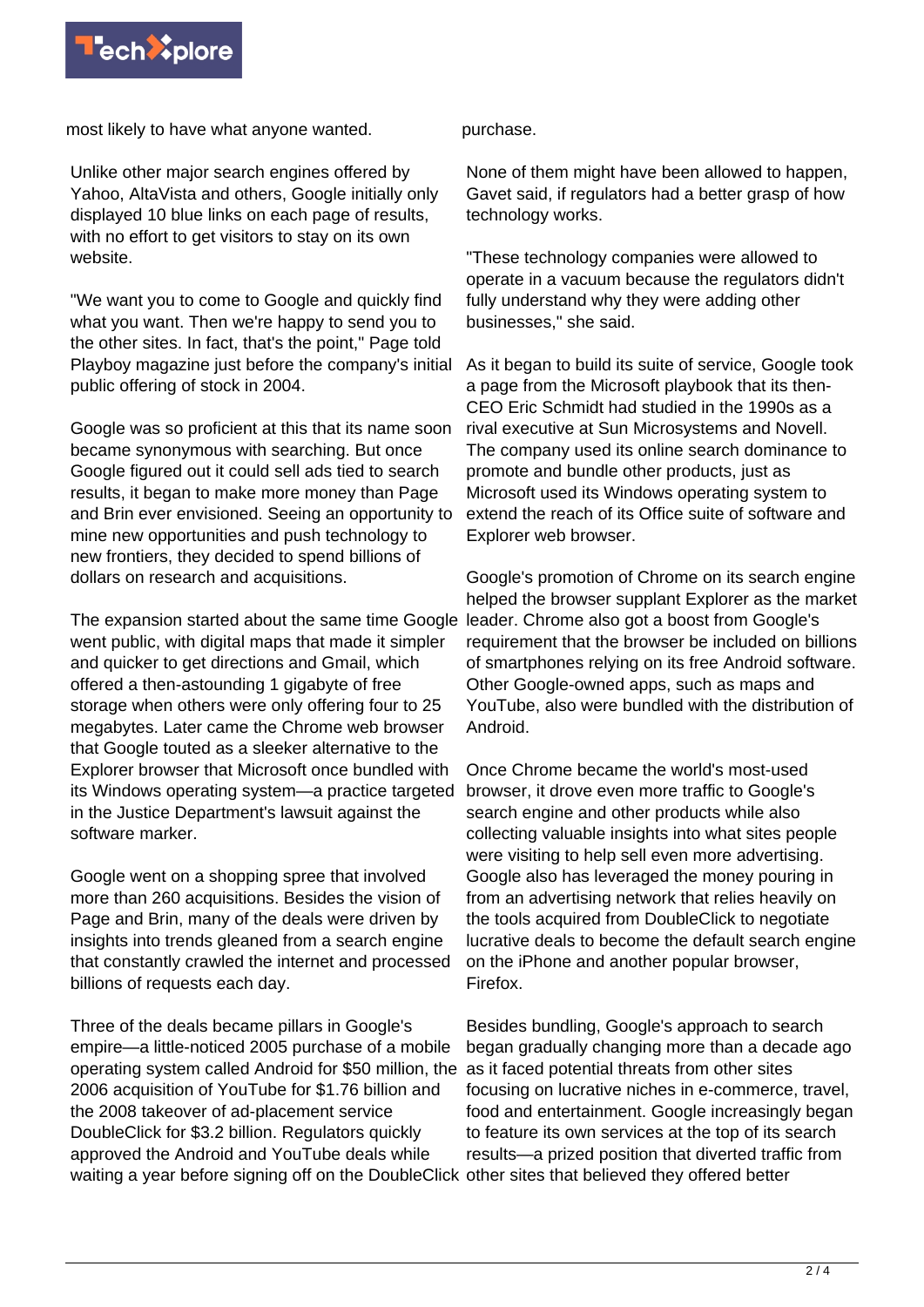most likely to have what anyone wanted.

Unlike other major search engines offered by Yahoo, AltaVista and others, Google initially only displayed 10 blue links on each page of results, with no effort to get visitors to stay on its own website.

"We want you to come to Google and quickly find what you want. Then we're happy to send you to the other sites. In fact, that's the point," Page told Playboy magazine just before the company's initial public offering of stock in 2004.

Google was so proficient at this that its name soon became synonymous with searching. But once Google figured out it could sell ads tied to search results, it began to make more money than Page and Brin ever envisioned. Seeing an opportunity to mine new opportunities and push technology to new frontiers, they decided to spend billions of dollars on research and acquisitions.

The expansion started about the same time Google went public, with digital maps that made it simpler and quicker to get directions and Gmail, which offered a then-astounding 1 gigabyte of free storage when others were only offering four to 25 megabytes. Later came the Chrome web browser that Google touted as a sleeker alternative to the Explorer browser that Microsoft once bundled with its Windows operating system—a practice targeted in the Justice Department's lawsuit against the software marker.

Google went on a shopping spree that involved more than 260 acquisitions. Besides the vision of Page and Brin, many of the deals were driven by insights into trends gleaned from a search engine that constantly crawled the internet and processed billions of requests each day.

Three of the deals became pillars in Google's empire—a little-noticed 2005 purchase of a mobile operating system called Android for $50 million, the 2006 acquisition of YouTube for $1.76 billion and the 2008 takeover of ad-placement service DoubleClick for $3.2 billion. Regulators quickly approved the Android and YouTube deals while waiting a year before signing off on the DoubleClick purchase.

None of them might have been allowed to happen, Gavet said, if regulators had a better grasp of how technology works.

"These technology companies were allowed to operate in a vacuum because the regulators didn't fully understand why they were adding other businesses," she said.

As it began to build its suite of service, Google took a page from the Microsoft playbook that its then-CEO Eric Schmidt had studied in the 1990s as a rival executive at Sun Microsystems and Novell. The company used its online search dominance to promote and bundle other products, just as Microsoft used its Windows operating system to extend the reach of its Office suite of software and Explorer web browser.

Google's promotion of Chrome on its search engine helped the browser supplant Explorer as the market leader. Chrome also got a boost from Google's requirement that the browser be included on billions of smartphones relying on its free Android software. Other Google-owned apps, such as maps and YouTube, also were bundled with the distribution of Android.

Once Chrome became the world's most-used browser, it drove even more traffic to Google's search engine and other products while also collecting valuable insights into what sites people were visiting to help sell even more advertising. Google also has leveraged the money pouring in from an advertising network that relies heavily on the tools acquired from DoubleClick to negotiate lucrative deals to become the default search engine on the iPhone and another popular browser, Firefox.

Besides bundling, Google's approach to search began gradually changing more than a decade ago as it faced potential threats from other sites focusing on lucrative niches in e-commerce, travel, food and entertainment. Google increasingly began to feature its own services at the top of its search results—a prized position that diverted traffic from other sites that believed they offered better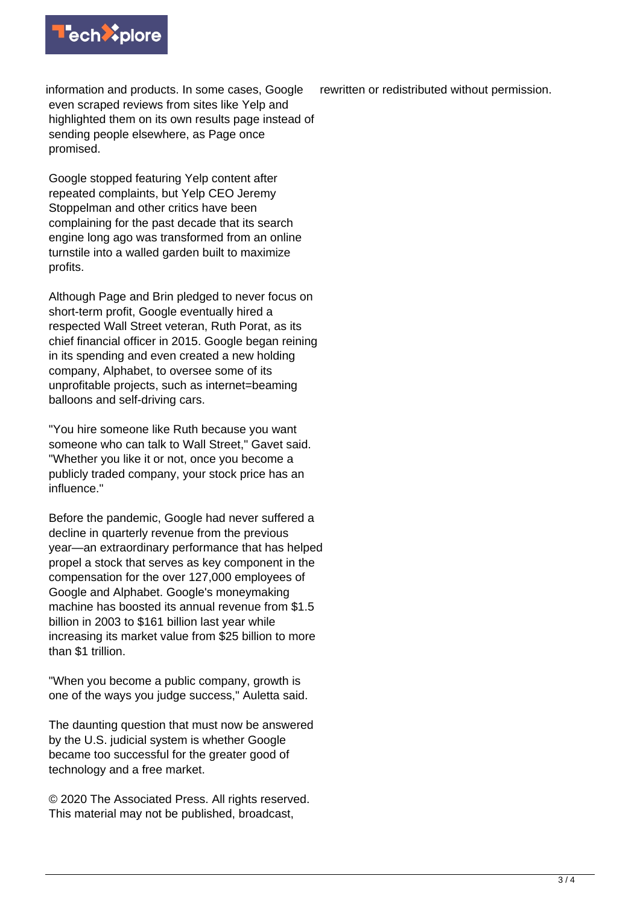information and products. In some cases, Google even scraped reviews from sites like Yelp and highlighted them on its own results page instead of sending people elsewhere, as Page once promised.

Google stopped featuring Yelp content after repeated complaints, but Yelp CEO Jeremy Stoppelman and other critics have been complaining for the past decade that its search engine long ago was transformed from an online turnstile into a walled garden built to maximize profits.

Although Page and Brin pledged to never focus on short-term profit, Google eventually hired a respected Wall Street veteran, Ruth Porat, as its chief financial officer in 2015. Google began reining in its spending and even created a new holding company, Alphabet, to oversee some of its unprofitable projects, such as internet=beaming balloons and self-driving cars.

"You hire someone like Ruth because you want someone who can talk to Wall Street," Gavet said. "Whether you like it or not, once you become a publicly traded company, your stock price has an influence."

Before the pandemic, Google had never suffered a decline in quarterly revenue from the previous year—an extraordinary performance that has helped propel a stock that serves as key component in the compensation for the over 127,000 employees of Google and Alphabet. Google's moneymaking machine has boosted its annual revenue from $1.5 billion in 2003 to $161 billion last year while increasing its market value from $25 billion to more than $1 trillion.

"When you become a public company, growth is one of the ways you judge success," Auletta said.

The daunting question that must now be answered by the U.S. judicial system is whether Google became too successful for the greater good of technology and a free market.

© 2020 The Associated Press. All rights reserved. This material may not be published, broadcast, rewritten or redistributed without permission.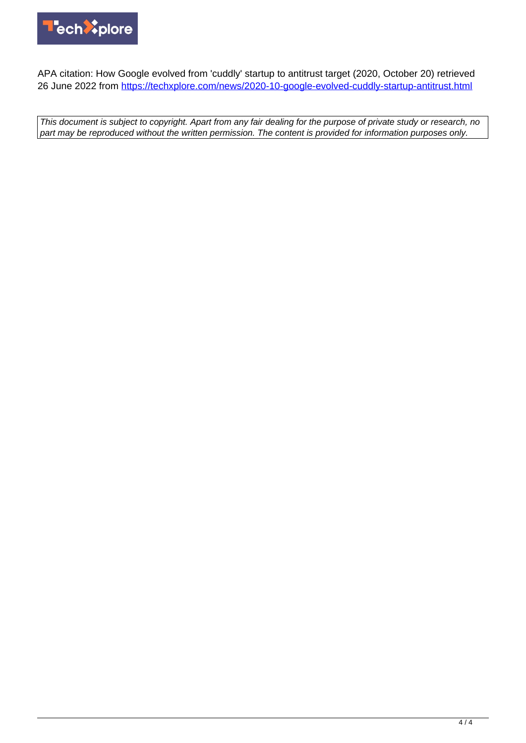APA citation: How Google evolved from 'cuddly' startup to antitrust target (2020, October 20) retrieved 26 June 2022 from https://techxplore.com/news/2020-10-google-evolved-cuddly-startup-antitrust.html

*This document is subject to copyright. Apart from any fair dealing for the purpose of private study or research, no part may be reproduced without the written permission. The content is provided for information purposes only.*